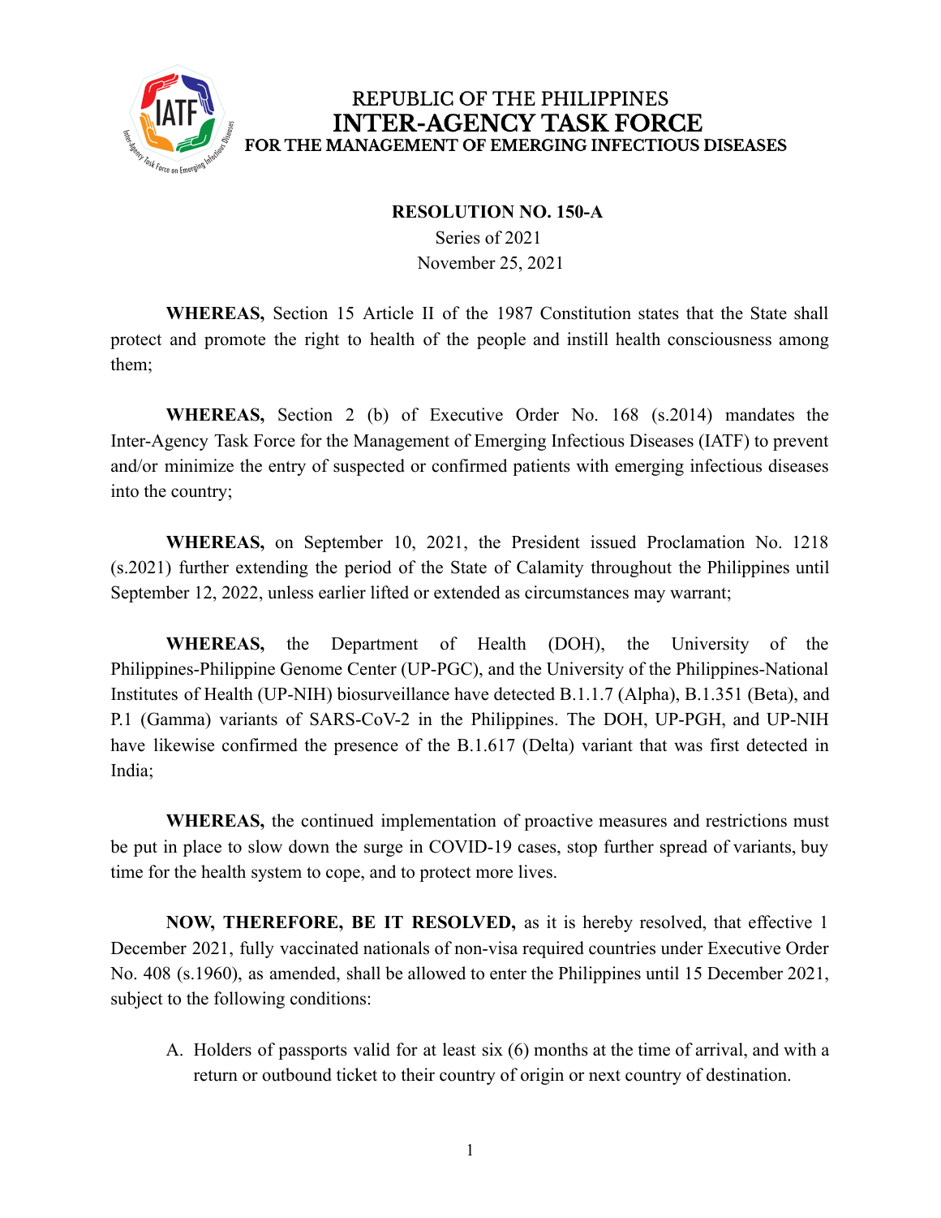REPUBLIC OF THE PHILIPPINES
# INTER-AGENCY TASK FORCE
## FOR THE MANAGEMENT OF EMERGING INFECTIOUS DISEASES

**RESOLUTION NO. 150-A**
Series of 2021
November 25, 2021

**WHEREAS,** Section 15 Article II of the 1987 Constitution states that the State shall protect and promote the right to health of the people and instill health consciousness among them;

**WHEREAS,** Section 2 (b) of Executive Order No. 168 (s.2014) mandates the Inter-Agency Task Force for the Management of Emerging Infectious Diseases (IATF) to prevent and/or minimize the entry of suspected or confirmed patients with emerging infectious diseases into the country;

**WHEREAS,** on September 10, 2021, the President issued Proclamation No. 1218 (s.2021) further extending the period of the State of Calamity throughout the Philippines until September 12, 2022, unless earlier lifted or extended as circumstances may warrant;

**WHEREAS,** the Department of Health (DOH), the University of the Philippines-Philippine Genome Center (UP-PGC), and the University of the Philippines-National Institutes of Health (UP-NIH) biosurveillance have detected B.1.1.7 (Alpha), B.1.351 (Beta), and P.1 (Gamma) variants of SARS-CoV-2 in the Philippines. The DOH, UP-PGH, and UP-NIH have likewise confirmed the presence of the B.1.617 (Delta) variant that was first detected in India;

**WHEREAS,** the continued implementation of proactive measures and restrictions must be put in place to slow down the surge in COVID-19 cases, stop further spread of variants, buy time for the health system to cope, and to protect more lives.

**NOW, THEREFORE, BE IT RESOLVED,** as it is hereby resolved, that effective 1 December 2021, fully vaccinated nationals of non-visa required countries under Executive Order No. 408 (s.1960), as amended, shall be allowed to enter the Philippines until 15 December 2021, subject to the following conditions:

A. Holders of passports valid for at least six (6) months at the time of arrival, and with a return or outbound ticket to their country of origin or next country of destination.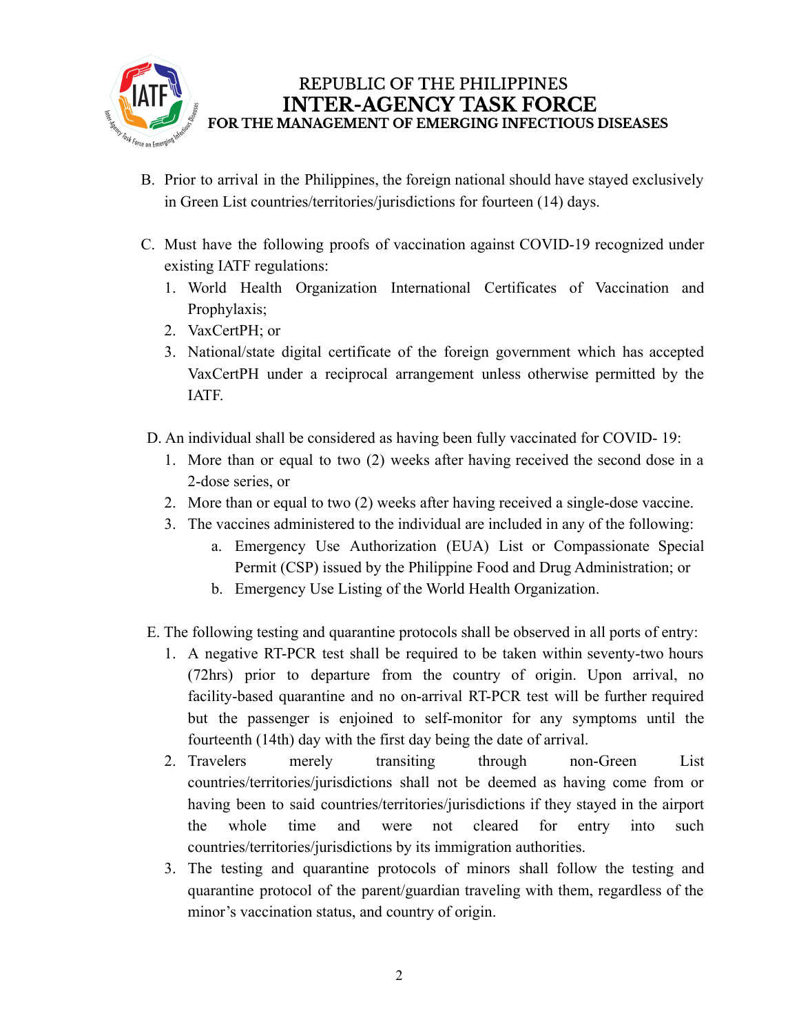B. Prior to arrival in the Philippines, the foreign national should have stayed exclusively in Green List countries/territories/jurisdictions for fourteen (14) days.

C. Must have the following proofs of vaccination against COVID-19 recognized under existing IATF regulations:

1. World Health Organization International Certificates of Vaccination and Prophylaxis;
2. VaxCertPH; or
3. National/state digital certificate of the foreign government which has accepted VaxCertPH under a reciprocal arrangement unless otherwise permitted by the IATF.

D. An individual shall be considered as having been fully vaccinated for COVID- 19:

1. More than or equal to two (2) weeks after having received the second dose in a 2-dose series, or
2. More than or equal to two (2) weeks after having received a single-dose vaccine.
3. The vaccines administered to the individual are included in any of the following:
    a. Emergency Use Authorization (EUA) List or Compassionate Special Permit (CSP) issued by the Philippine Food and Drug Administration; or
    b. Emergency Use Listing of the World Health Organization.

E. The following testing and quarantine protocols shall be observed in all ports of entry:

1. A negative RT-PCR test shall be required to be taken within seventy-two hours (72hrs) prior to departure from the country of origin. Upon arrival, no facility-based quarantine and no on-arrival RT-PCR test will be further required but the passenger is enjoined to self-monitor for any symptoms until the fourteenth (14th) day with the first day being the date of arrival.
2. Travelers merely transiting through non-Green List countries/territories/jurisdictions shall not be deemed as having come from or having been to said countries/territories/jurisdictions if they stayed in the airport the whole time and were not cleared for entry into such countries/territories/jurisdictions by its immigration authorities.
3. The testing and quarantine protocols of minors shall follow the testing and quarantine protocol of the parent/guardian traveling with them, regardless of the minor's vaccination status, and country of origin.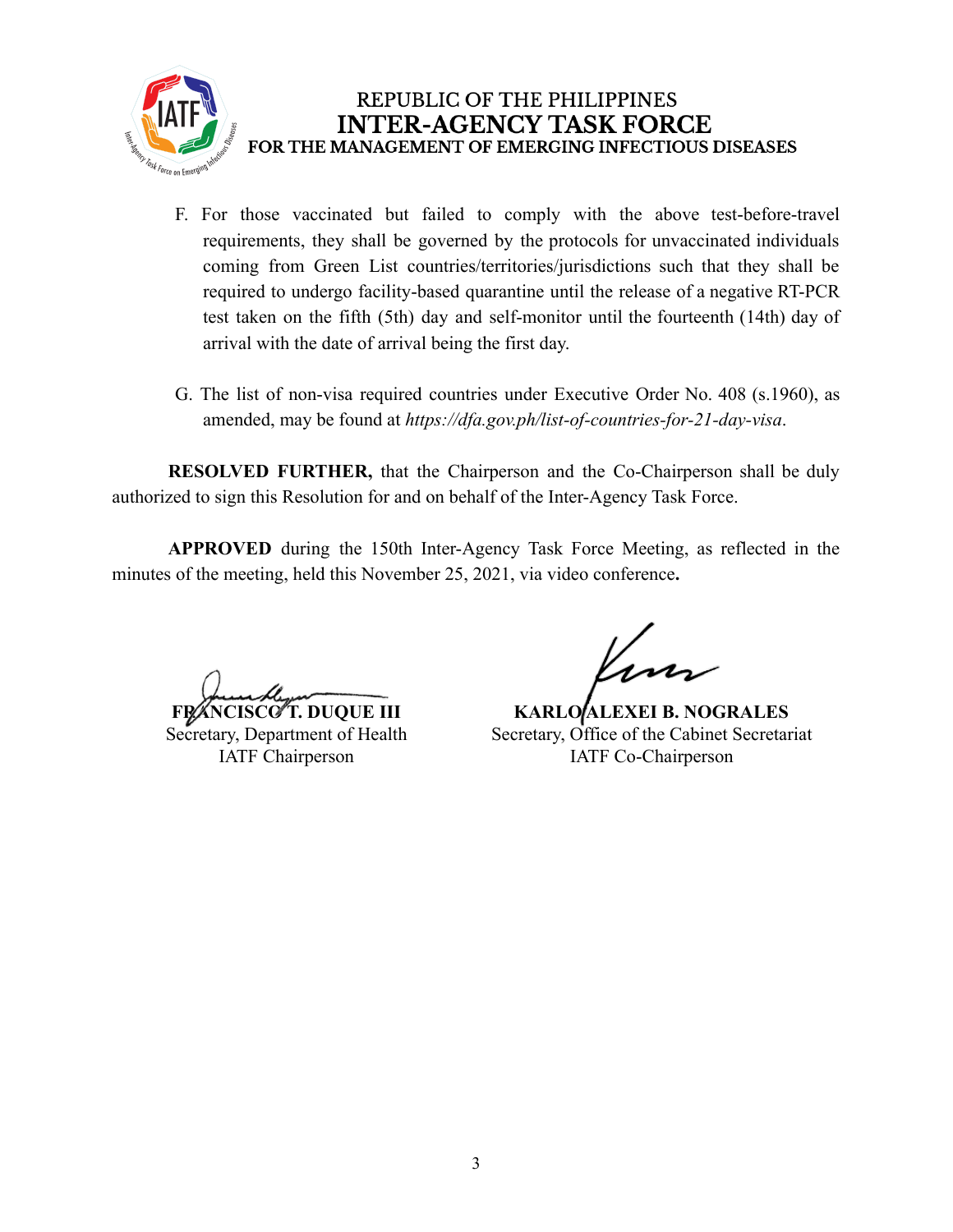F. For those vaccinated but failed to comply with the above test-before-travel requirements, they shall be governed by the protocols for unvaccinated individuals coming from Green List countries/territories/jurisdictions such that they shall be required to undergo facility-based quarantine until the release of a negative RT-PCR test taken on the fifth (5th) day and self-monitor until the fourteenth (14th) day of arrival with the date of arrival being the first day.

G. The list of non-visa required countries under Executive Order No. 408 (s.1960), as amended, may be found at *https://dfa.gov.ph/list-of-countries-for-21-day-visa*.

**RESOLVED FURTHER,** that the Chairperson and the Co-Chairperson shall be duly authorized to sign this Resolution for and on behalf of the Inter-Agency Task Force.

**APPROVED** during the 150th Inter-Agency Task Force Meeting, as reflected in the minutes of the meeting, held this November 25, 2021, via video conference**.**

**FRANCISCO T. DUQUE III**
Secretary, Department of Health
IATF Chairperson

**KARLO ALEXEI B. NOGRALES**
Secretary, Office of the Cabinet Secretariat
IATF Co-Chairperson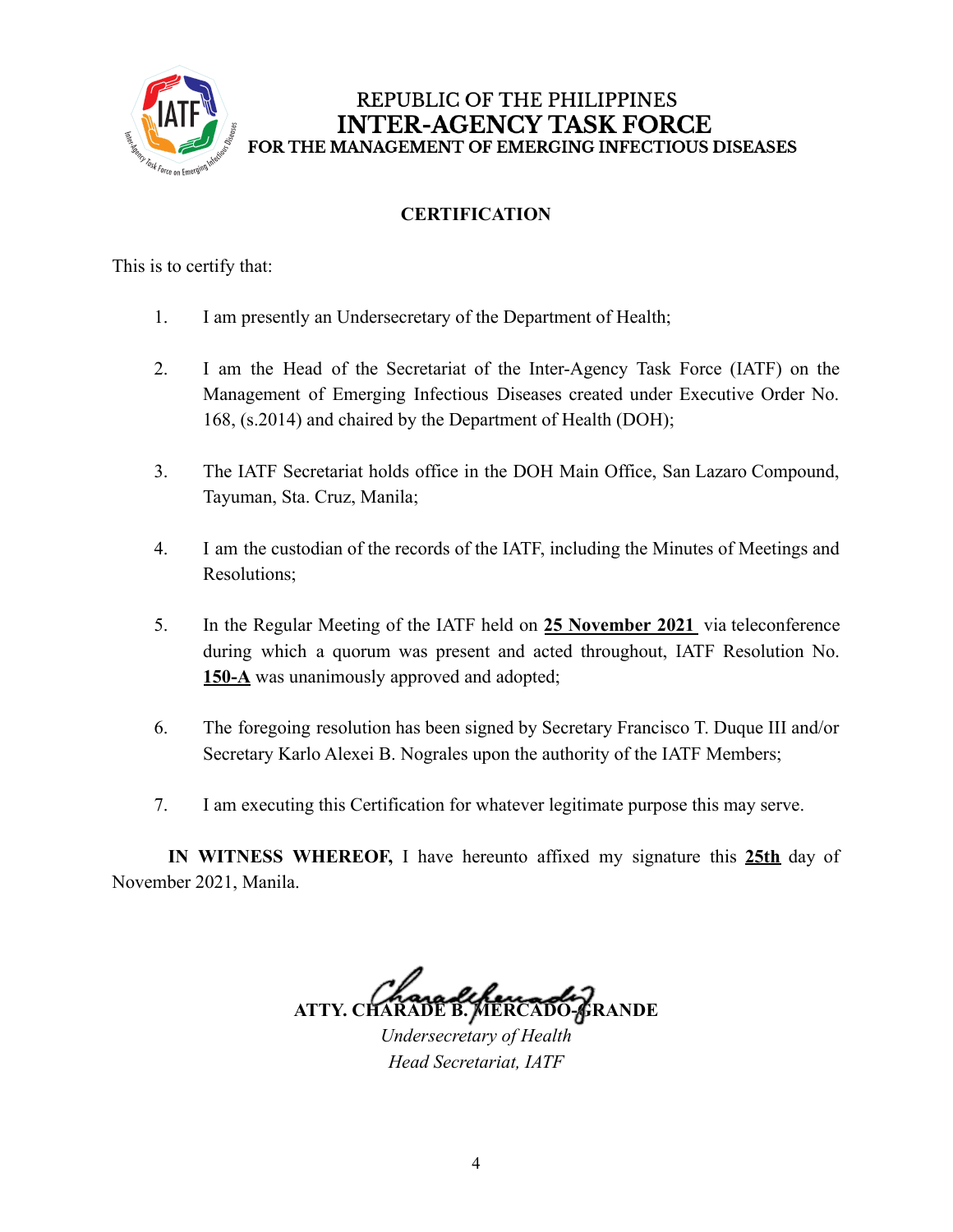REPUBLIC OF THE PHILIPPINES
**INTER-AGENCY TASK FORCE**
**FOR THE MANAGEMENT OF EMERGING INFECTIOUS DISEASES**

## CERTIFICATION

This is to certify that:

1. I am presently an Undersecretary of the Department of Health;
2. I am the Head of the Secretariat of the Inter-Agency Task Force (IATF) on the Management of Emerging Infectious Diseases created under Executive Order No. 168, (s.2014) and chaired by the Department of Health (DOH);
3. The IATF Secretariat holds office in the DOH Main Office, San Lazaro Compound, Tayuman, Sta. Cruz, Manila;
4. I am the custodian of the records of the IATF, including the Minutes of Meetings and Resolutions;
5. In the Regular Meeting of the IATF held on **25 November 2021** via teleconference during which a quorum was present and acted throughout, IATF Resolution No. **150-A** was unanimously approved and adopted;
6. The foregoing resolution has been signed by Secretary Francisco T. Duque III and/or Secretary Karlo Alexei B. Nograles upon the authority of the IATF Members;
7. I am executing this Certification for whatever legitimate purpose this may serve.

**IN WITNESS WHEREOF,** I have hereunto affixed my signature this **25th** day of November 2021, Manila.

**ATTY. CHARADE B. MERCADO-GRANDE**
*Undersecretary of Health*
*Head Secretariat, IATF*